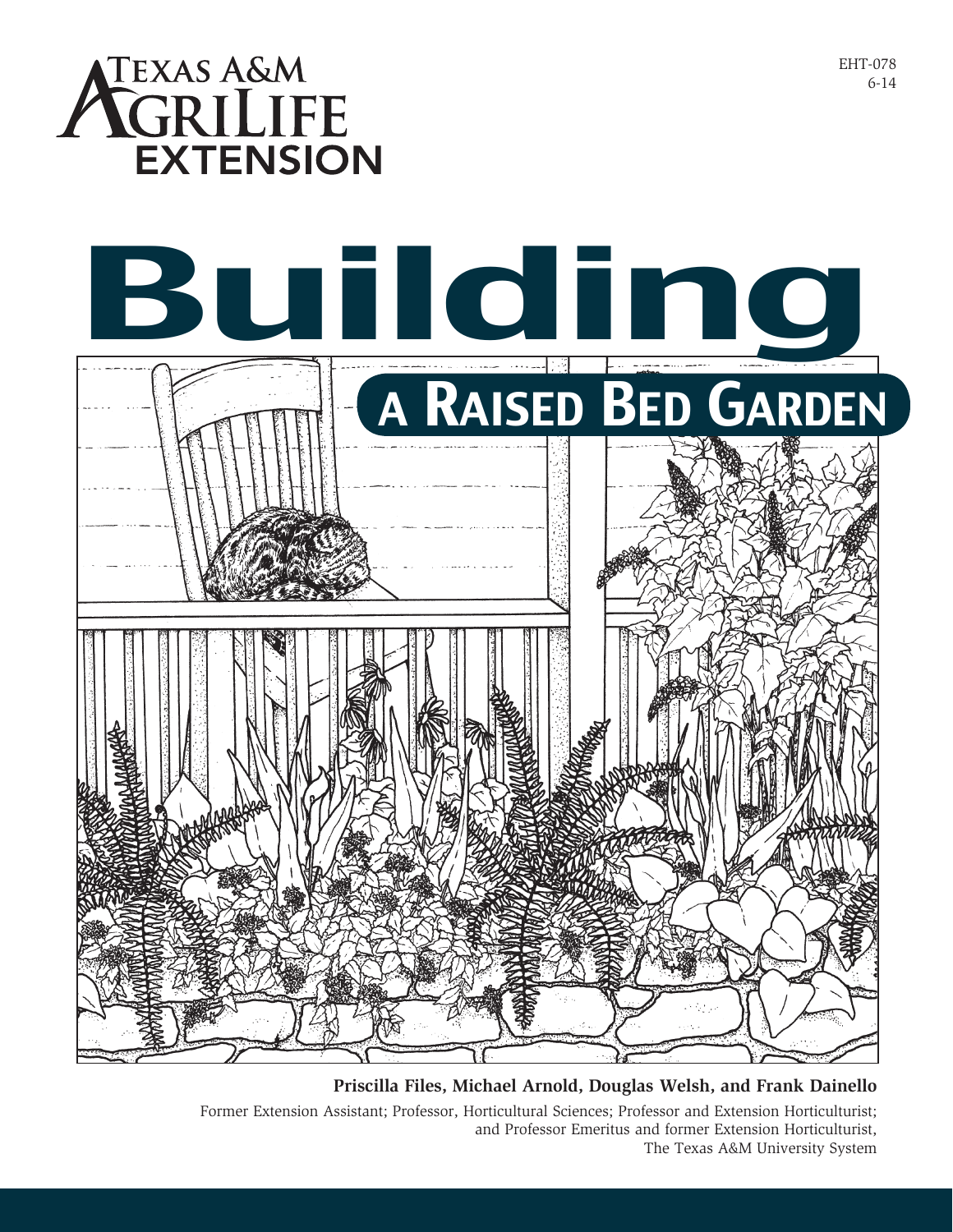EHT-078
6-14

Texas A&M AgriLife Extension

# Building a Raised Bed Garden

**Priscilla Files, Michael Arnold, Douglas Welsh, and Frank Dainello**

Former Extension Assistant; Professor, Horticultural Sciences; Professor and Extension Horticulturist; and Professor Emeritus and former Extension Horticulturist, The Texas A&M University System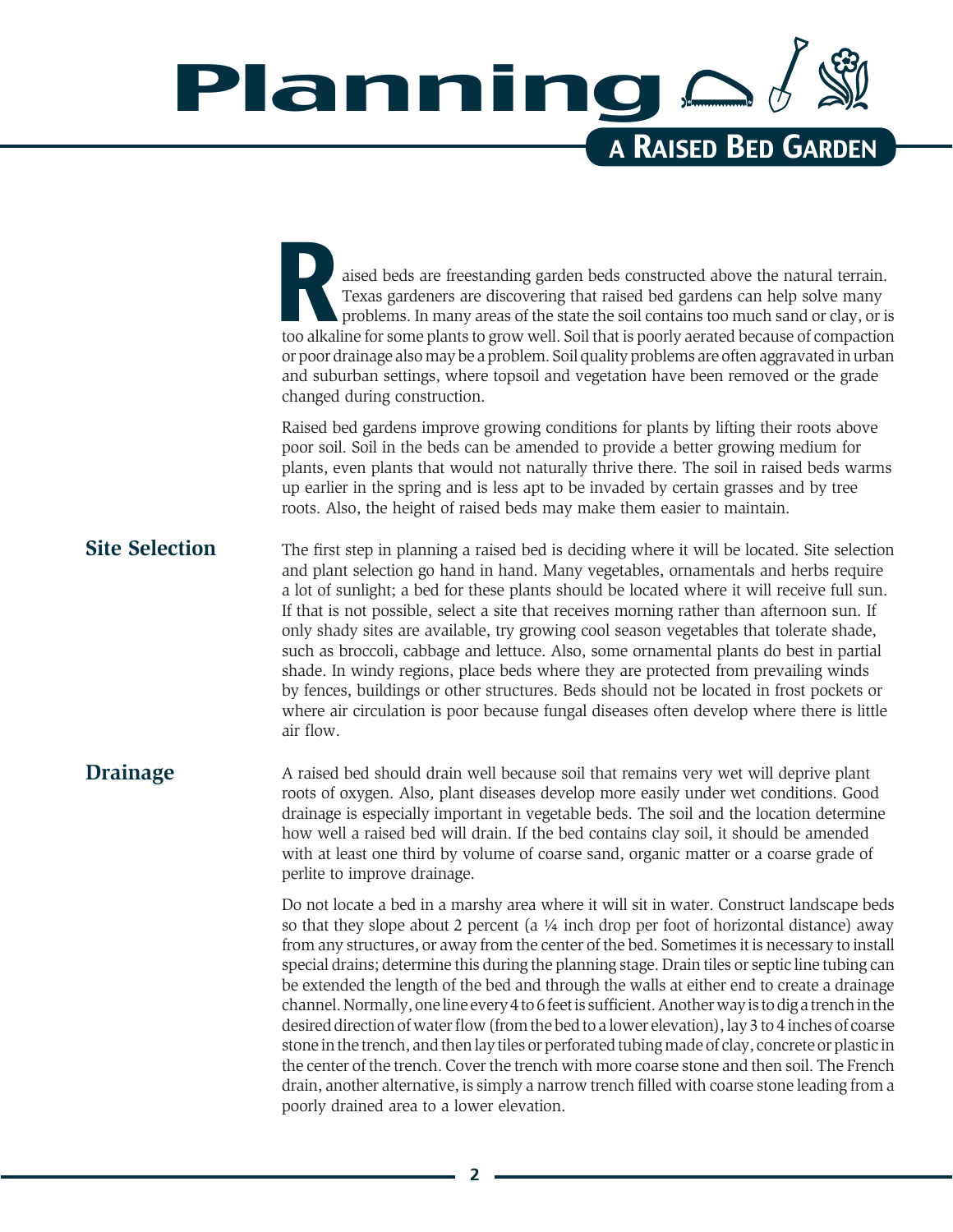# Planning a Raised Bed Garden

Raised beds are freestanding garden beds constructed above the natural terrain. Texas gardeners are discovering that raised bed gardens can help solve many problems. In many areas of the state the soil contains too much sand or clay, or is too alkaline for some plants to grow well. Soil that is poorly aerated because of compaction or poor drainage also may be a problem. Soil quality problems are often aggravated in urban and suburban settings, where topsoil and vegetation have been removed or the grade changed during construction.

Raised bed gardens improve growing conditions for plants by lifting their roots above poor soil. Soil in the beds can be amended to provide a better growing medium for plants, even plants that would not naturally thrive there. The soil in raised beds warms up earlier in the spring and is less apt to be invaded by certain grasses and by tree roots. Also, the height of raised beds may make them easier to maintain.

## Site Selection

The first step in planning a raised bed is deciding where it will be located. Site selection and plant selection go hand in hand. Many vegetables, ornamentals and herbs require a lot of sunlight; a bed for these plants should be located where it will receive full sun. If that is not possible, select a site that receives morning rather than afternoon sun. If only shady sites are available, try growing cool season vegetables that tolerate shade, such as broccoli, cabbage and lettuce. Also, some ornamental plants do best in partial shade. In windy regions, place beds where they are protected from prevailing winds by fences, buildings or other structures. Beds should not be located in frost pockets or where air circulation is poor because fungal diseases often develop where there is little air flow.

## Drainage

A raised bed should drain well because soil that remains very wet will deprive plant roots of oxygen. Also, plant diseases develop more easily under wet conditions. Good drainage is especially important in vegetable beds. The soil and the location determine how well a raised bed will drain. If the bed contains clay soil, it should be amended with at least one third by volume of coarse sand, organic matter or a coarse grade of perlite to improve drainage.

Do not locate a bed in a marshy area where it will sit in water. Construct landscape beds so that they slope about 2 percent (a ¼ inch drop per foot of horizontal distance) away from any structures, or away from the center of the bed. Sometimes it is necessary to install special drains; determine this during the planning stage. Drain tiles or septic line tubing can be extended the length of the bed and through the walls at either end to create a drainage channel. Normally, one line every 4 to 6 feet is sufficient. Another way is to dig a trench in the desired direction of water flow (from the bed to a lower elevation), lay 3 to 4 inches of coarse stone in the trench, and then lay tiles or perforated tubing made of clay, concrete or plastic in the center of the trench. Cover the trench with more coarse stone and then soil. The French drain, another alternative, is simply a narrow trench filled with coarse stone leading from a poorly drained area to a lower elevation.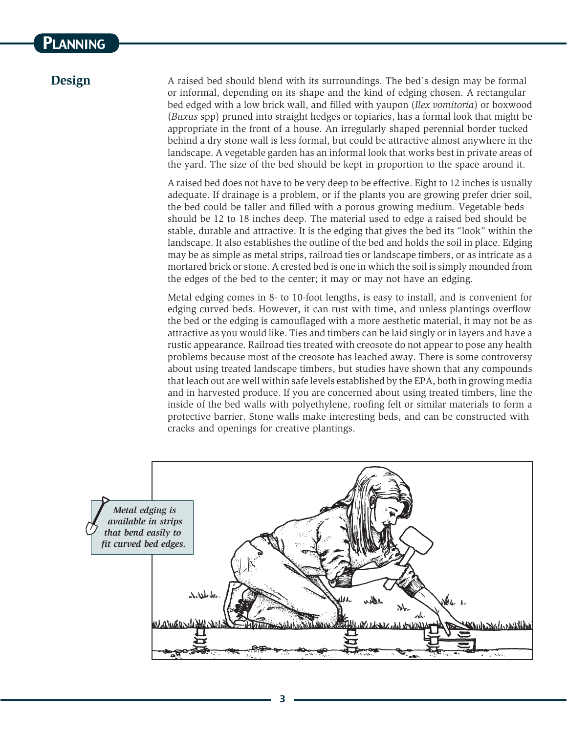## Design

A raised bed should blend with its surroundings. The bed's design may be formal or informal, depending on its shape and the kind of edging chosen. A rectangular bed edged with a low brick wall, and filled with yaupon (*Ilex vomitoria*) or boxwood (*Buxus* spp) pruned into straight hedges or topiaries, has a formal look that might be appropriate in the front of a house. An irregularly shaped perennial border tucked behind a dry stone wall is less formal, but could be attractive almost anywhere in the landscape. A vegetable garden has an informal look that works best in private areas of the yard. The size of the bed should be kept in proportion to the space around it.

A raised bed does not have to be very deep to be effective. Eight to 12 inches is usually adequate. If drainage is a problem, or if the plants you are growing prefer drier soil, the bed could be taller and filled with a porous growing medium. Vegetable beds should be 12 to 18 inches deep. The material used to edge a raised bed should be stable, durable and attractive. It is the edging that gives the bed its "look" within the landscape. It also establishes the outline of the bed and holds the soil in place. Edging may be as simple as metal strips, railroad ties or landscape timbers, or as intricate as a mortared brick or stone. A crested bed is one in which the soil is simply mounded from the edges of the bed to the center; it may or may not have an edging.

Metal edging comes in 8- to 10-foot lengths, is easy to install, and is convenient for edging curved beds. However, it can rust with time, and unless plantings overflow the bed or the edging is camouflaged with a more aesthetic material, it may not be as attractive as you would like. Ties and timbers can be laid singly or in layers and have a rustic appearance. Railroad ties treated with creosote do not appear to pose any health problems because most of the creosote has leached away. There is some controversy about using treated landscape timbers, but studies have shown that any compounds that leach out are well within safe levels established by the EPA, both in growing media and in harvested produce. If you are concerned about using treated timbers, line the inside of the bed walls with polyethylene, roofing felt or similar materials to form a protective barrier. Stone walls make interesting beds, and can be constructed with cracks and openings for creative plantings.

***Metal edging is available in strips that bend easily to fit curved bed edges.***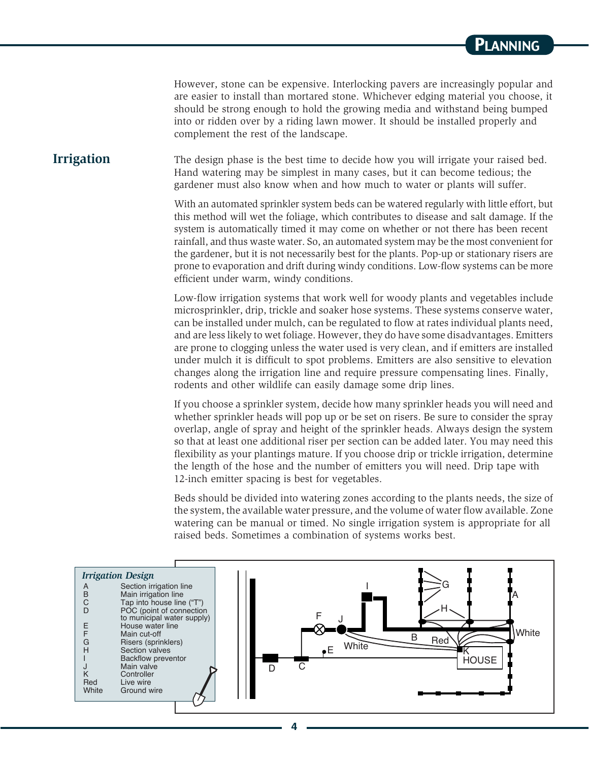However, stone can be expensive. Interlocking pavers are increasingly popular and are easier to install than mortared stone. Whichever edging material you choose, it should be strong enough to hold the growing media and withstand being bumped into or ridden over by a riding lawn mower. It should be installed properly and complement the rest of the landscape.

## Irrigation

The design phase is the best time to decide how you will irrigate your raised bed. Hand watering may be simplest in many cases, but it can become tedious; the gardener must also know when and how much to water or plants will suffer.

With an automated sprinkler system beds can be watered regularly with little effort, but this method will wet the foliage, which contributes to disease and salt damage. If the system is automatically timed it may come on whether or not there has been recent rainfall, and thus waste water. So, an automated system may be the most convenient for the gardener, but it is not necessarily best for the plants. Pop-up or stationary risers are prone to evaporation and drift during windy conditions. Low-flow systems can be more efficient under warm, windy conditions.

Low-flow irrigation systems that work well for woody plants and vegetables include microsprinkler, drip, trickle and soaker hose systems. These systems conserve water, can be installed under mulch, can be regulated to flow at rates individual plants need, and are less likely to wet foliage. However, they do have some disadvantages. Emitters are prone to clogging unless the water used is very clean, and if emitters are installed under mulch it is difficult to spot problems. Emitters are also sensitive to elevation changes along the irrigation line and require pressure compensating lines. Finally, rodents and other wildlife can easily damage some drip lines.

If you choose a sprinkler system, decide how many sprinkler heads you will need and whether sprinkler heads will pop up or be set on risers. Be sure to consider the spray overlap, angle of spray and height of the sprinkler heads. Always design the system so that at least one additional riser per section can be added later. You may need this flexibility as your plantings mature. If you choose drip or trickle irrigation, determine the length of the hose and the number of emitters you will need. Drip tape with 12-inch emitter spacing is best for vegetables.

Beds should be divided into watering zones according to the plants needs, the size of the system, the available water pressure, and the volume of water flow available. Zone watering can be manual or timed. No single irrigation system is appropriate for all raised beds. Sometimes a combination of systems works best.

*Irrigation Design*

| | |
|---|---|
| A | Section irrigation line |
| B | Main irrigation line |
| C | Tap into house line ("T") |
| D | POC (point of connection to municipal water supply) |
| E | House water line |
| F | Main cut-off |
| G | Risers (sprinklers) |
| H | Section valves |
| I | Backflow preventor |
| J | Main valve |
| K | Controller |
| Red | Live wire |
| White | Ground wire |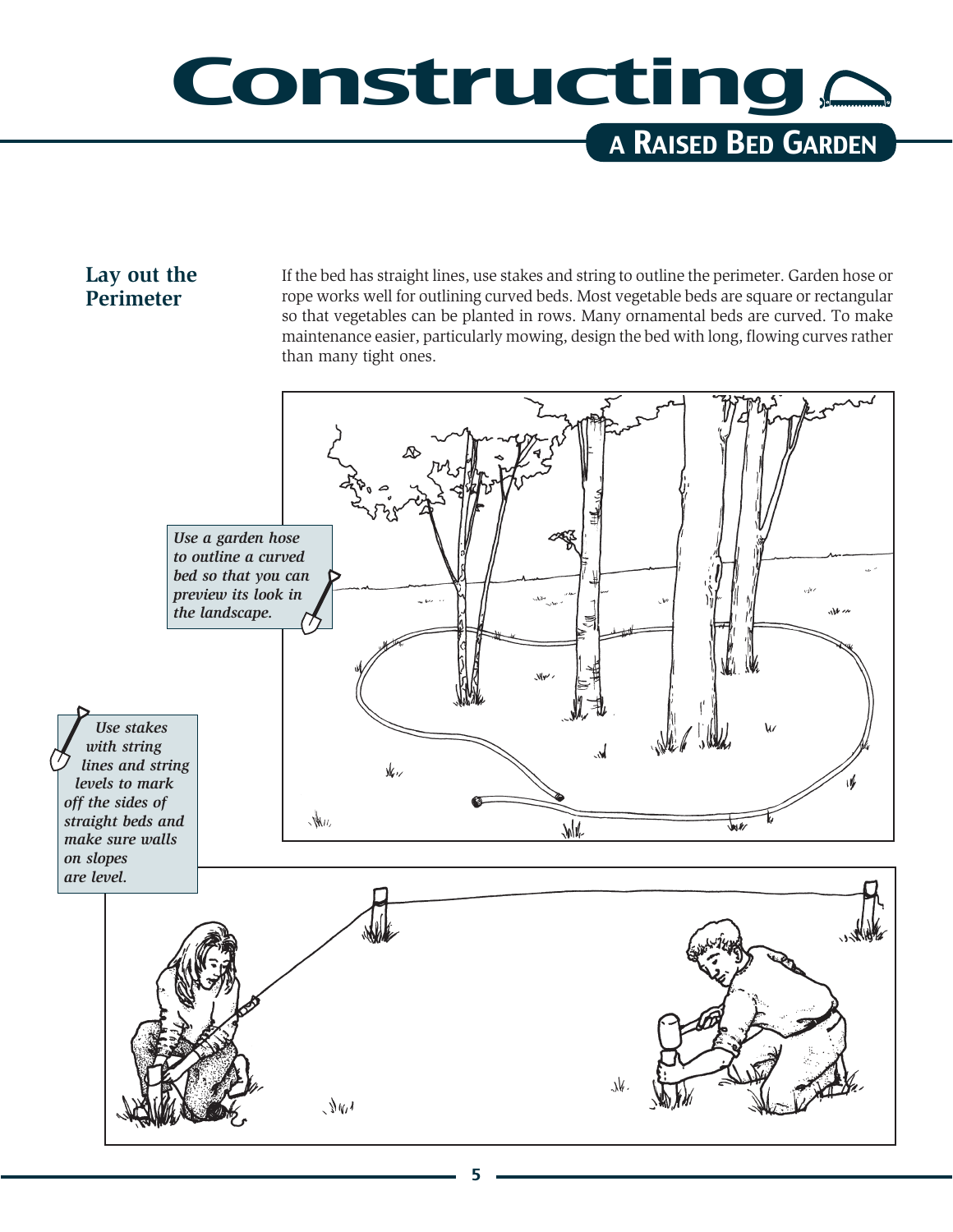## Lay out the Perimeter

If the bed has straight lines, use stakes and string to outline the perimeter. Garden hose or rope works well for outlining curved beds. Most vegetable beds are square or rectangular so that vegetables can be planted in rows. Many ornamental beds are curved. To make maintenance easier, particularly mowing, design the bed with long, flowing curves rather than many tight ones.

*Use a garden hose to outline a curved bed so that you can preview its look in the landscape.*

*Use stakes with string lines and string levels to mark off the sides of straight beds and make sure walls on slopes are level.*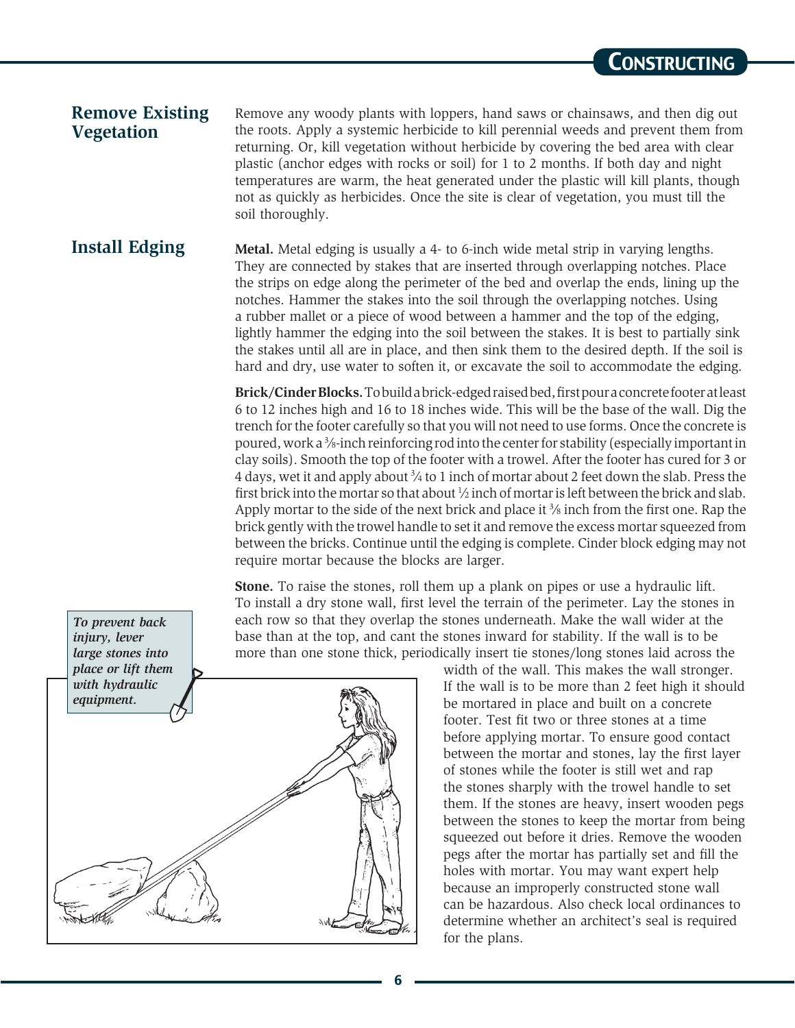## Remove Existing Vegetation

Remove any woody plants with loppers, hand saws or chainsaws, and then dig out the roots. Apply a systemic herbicide to kill perennial weeds and prevent them from returning. Or, kill vegetation without herbicide by covering the bed area with clear plastic (anchor edges with rocks or soil) for 1 to 2 months. If both day and night temperatures are warm, the heat generated under the plastic will kill plants, though not as quickly as herbicides. Once the site is clear of vegetation, you must till the soil thoroughly.

## Install Edging

**Metal.** Metal edging is usually a 4- to 6-inch wide metal strip in varying lengths. They are connected by stakes that are inserted through overlapping notches. Place the strips on edge along the perimeter of the bed and overlap the ends, lining up the notches. Hammer the stakes into the soil through the overlapping notches. Using a rubber mallet or a piece of wood between a hammer and the top of the edging, lightly hammer the edging into the soil between the stakes. It is best to partially sink the stakes until all are in place, and then sink them to the desired depth. If the soil is hard and dry, use water to soften it, or excavate the soil to accommodate the edging.

**Brick/Cinder Blocks.** To build a brick-edged raised bed, first pour a concrete footer at least 6 to 12 inches high and 16 to 18 inches wide. This will be the base of the wall. Dig the trench for the footer carefully so that you will not need to use forms. Once the concrete is poured, work a ⅜-inch reinforcing rod into the center for stability (especially important in clay soils). Smooth the top of the footer with a trowel. After the footer has cured for 3 or 4 days, wet it and apply about ¾ to 1 inch of mortar about 2 feet down the slab. Press the first brick into the mortar so that about ½ inch of mortar is left between the brick and slab. Apply mortar to the side of the next brick and place it ⅜ inch from the first one. Rap the brick gently with the trowel handle to set it and remove the excess mortar squeezed from between the bricks. Continue until the edging is complete. Cinder block edging may not require mortar because the blocks are larger.

**Stone.** To raise the stones, roll them up a plank on pipes or use a hydraulic lift. To install a dry stone wall, first level the terrain of the perimeter. Lay the stones in each row so that they overlap the stones underneath. Make the wall wider at the base than at the top, and cant the stones inward for stability. If the wall is to be more than one stone thick, periodically insert tie stones/long stones laid across the width of the wall. This makes the wall stronger. If the wall is to be more than 2 feet high it should be mortared in place and built on a concrete footer. Test fit two or three stones at a time before applying mortar. To ensure good contact between the mortar and stones, lay the first layer of stones while the footer is still wet and rap the stones sharply with the trowel handle to set them. If the stones are heavy, insert wooden pegs between the stones to keep the mortar from being squeezed out before it dries. Remove the wooden pegs after the mortar has partially set and fill the holes with mortar. You may want expert help because an improperly constructed stone wall can be hazardous. Also check local ordinances to determine whether an architect's seal is required for the plans.

*To prevent back injury, lever large stones into place or lift them with hydraulic equipment.*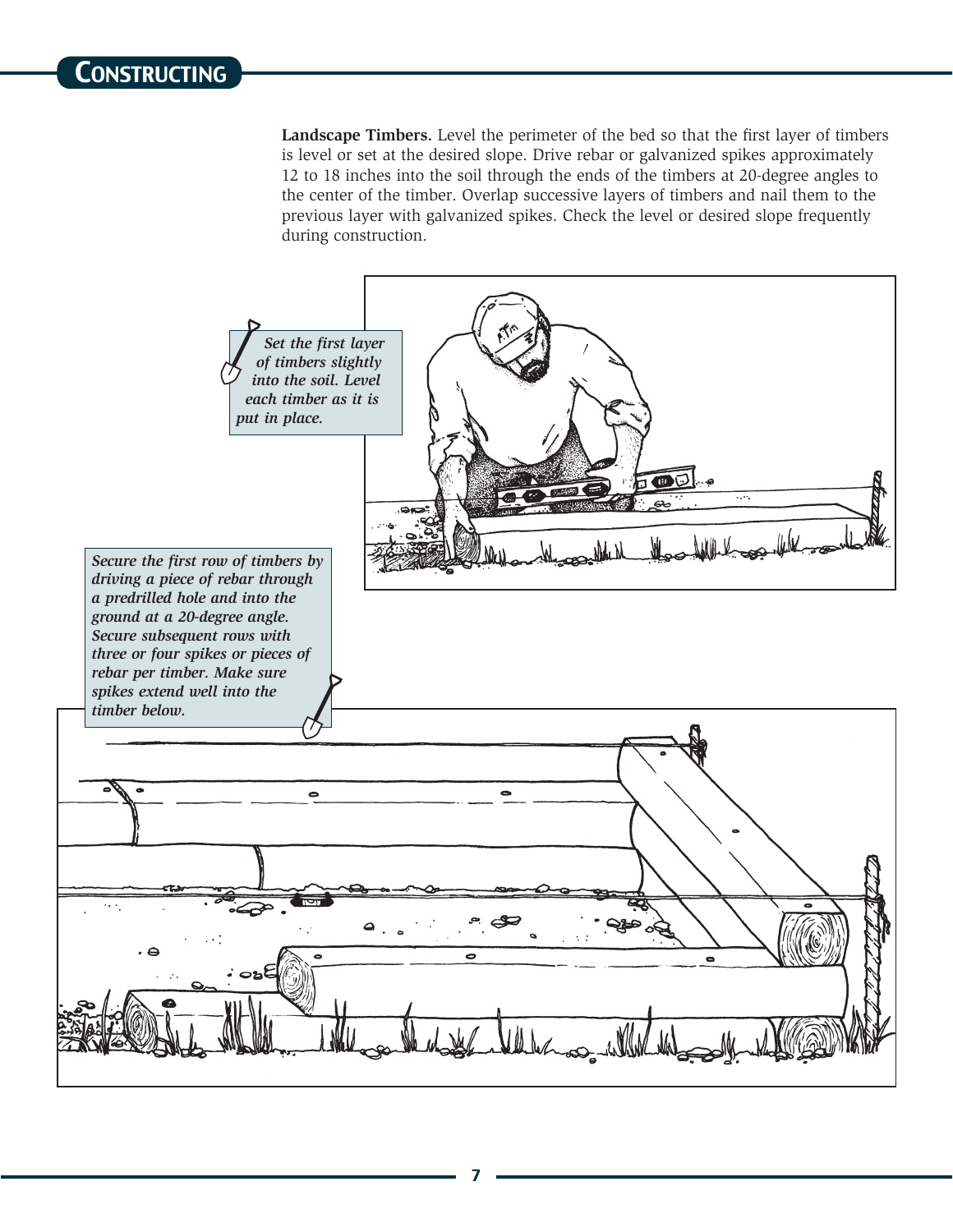## CONSTRUCTING

**Landscape Timbers.** Level the perimeter of the bed so that the first layer of timbers is level or set at the desired slope. Drive rebar or galvanized spikes approximately 12 to 18 inches into the soil through the ends of the timbers at 20-degree angles to the center of the timber. Overlap successive layers of timbers and nail them to the previous layer with galvanized spikes. Check the level or desired slope frequently during construction.

*Set the first layer of timbers slightly into the soil. Level each timber as it is put in place.*

*Secure the first row of timbers by driving a piece of rebar through a predrilled hole and into the ground at a 20-degree angle. Secure subsequent rows with three or four spikes or pieces of rebar per timber. Make sure spikes extend well into the timber below.*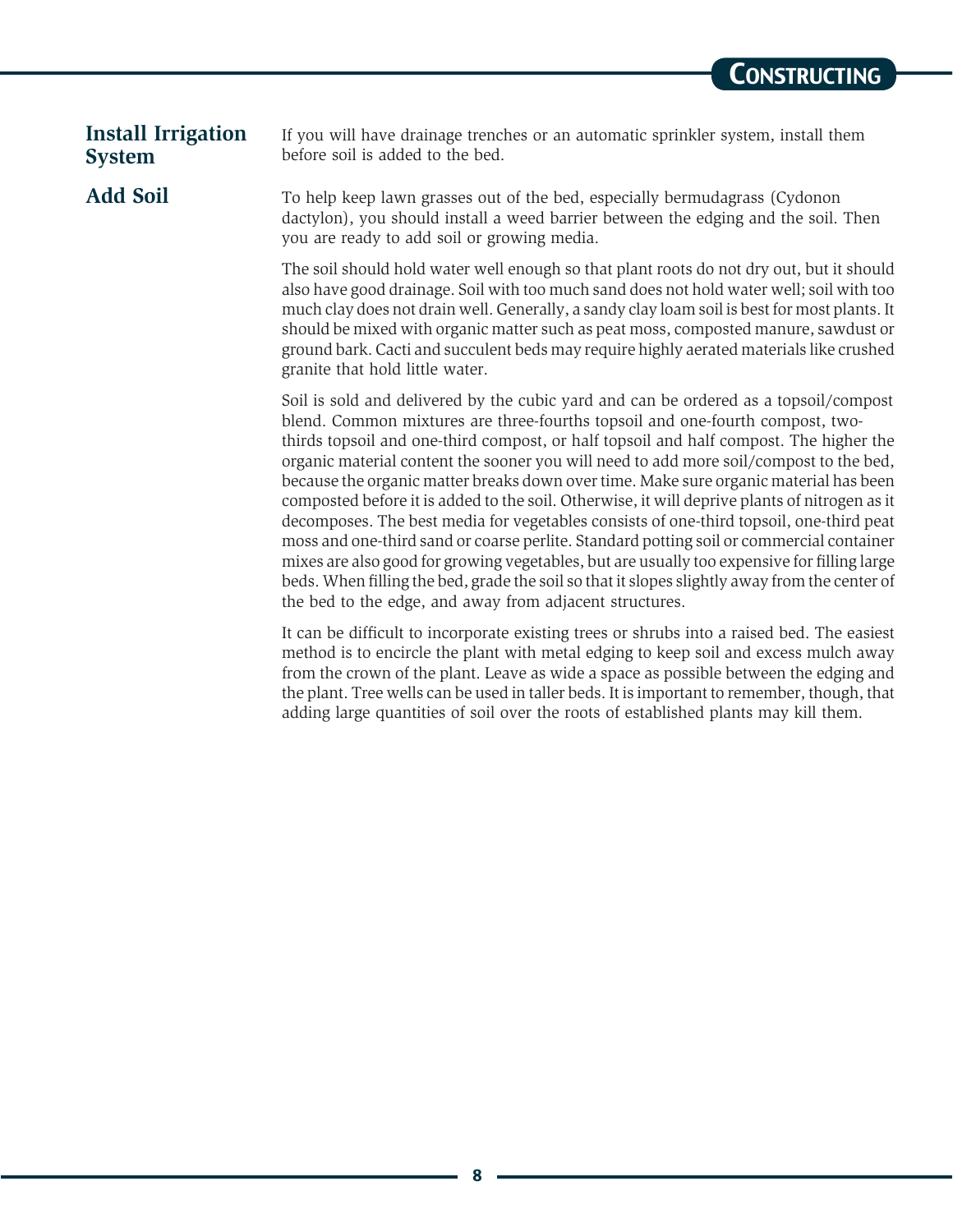## Install Irrigation System

If you will have drainage trenches or an automatic sprinkler system, install them before soil is added to the bed.

## Add Soil

To help keep lawn grasses out of the bed, especially bermudagrass (Cydonon dactylon), you should install a weed barrier between the edging and the soil. Then you are ready to add soil or growing media.

The soil should hold water well enough so that plant roots do not dry out, but it should also have good drainage. Soil with too much sand does not hold water well; soil with too much clay does not drain well. Generally, a sandy clay loam soil is best for most plants. It should be mixed with organic matter such as peat moss, composted manure, sawdust or ground bark. Cacti and succulent beds may require highly aerated materials like crushed granite that hold little water.

Soil is sold and delivered by the cubic yard and can be ordered as a topsoil/compost blend. Common mixtures are three-fourths topsoil and one-fourth compost, two-thirds topsoil and one-third compost, or half topsoil and half compost. The higher the organic material content the sooner you will need to add more soil/compost to the bed, because the organic matter breaks down over time. Make sure organic material has been composted before it is added to the soil. Otherwise, it will deprive plants of nitrogen as it decomposes. The best media for vegetables consists of one-third topsoil, one-third peat moss and one-third sand or coarse perlite. Standard potting soil or commercial container mixes are also good for growing vegetables, but are usually too expensive for filling large beds. When filling the bed, grade the soil so that it slopes slightly away from the center of the bed to the edge, and away from adjacent structures.

It can be difficult to incorporate existing trees or shrubs into a raised bed. The easiest method is to encircle the plant with metal edging to keep soil and excess mulch away from the crown of the plant. Leave as wide a space as possible between the edging and the plant. Tree wells can be used in taller beds. It is important to remember, though, that adding large quantities of soil over the roots of established plants may kill them.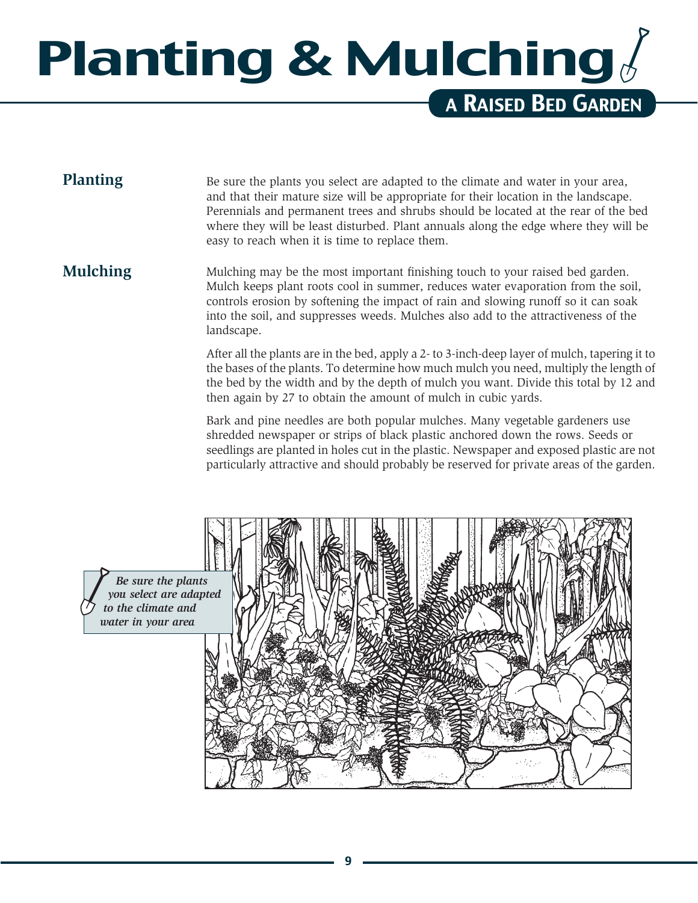# Planting & Mulching

## A Raised Bed Garden

### Planting

Be sure the plants you select are adapted to the climate and water in your area, and that their mature size will be appropriate for their location in the landscape. Perennials and permanent trees and shrubs should be located at the rear of the bed where they will be least disturbed. Plant annuals along the edge where they will be easy to reach when it is time to replace them.

### Mulching

Mulching may be the most important finishing touch to your raised bed garden. Mulch keeps plant roots cool in summer, reduces water evaporation from the soil, controls erosion by softening the impact of rain and slowing runoff so it can soak into the soil, and suppresses weeds. Mulches also add to the attractiveness of the landscape.

After all the plants are in the bed, apply a 2- to 3-inch-deep layer of mulch, tapering it to the bases of the plants. To determine how much mulch you need, multiply the length of the bed by the width and by the depth of mulch you want. Divide this total by 12 and then again by 27 to obtain the amount of mulch in cubic yards.

Bark and pine needles are both popular mulches. Many vegetable gardeners use shredded newspaper or strips of black plastic anchored down the rows. Seeds or seedlings are planted in holes cut in the plastic. Newspaper and exposed plastic are not particularly attractive and should probably be reserved for private areas of the garden.

*Be sure the plants you select are adapted to the climate and water in your area*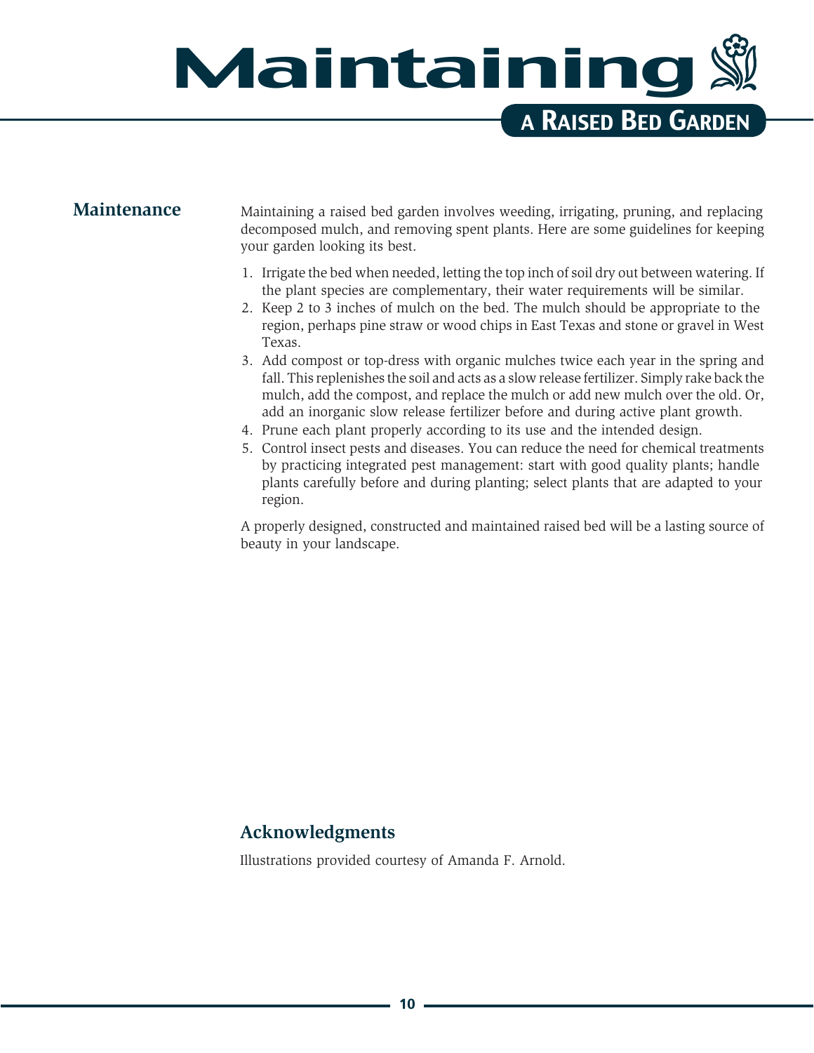# Maintaining a Raised Bed Garden

## Maintenance

Maintaining a raised bed garden involves weeding, irrigating, pruning, and replacing decomposed mulch, and removing spent plants. Here are some guidelines for keeping your garden looking its best.

1. Irrigate the bed when needed, letting the top inch of soil dry out between watering. If the plant species are complementary, their water requirements will be similar.
2. Keep 2 to 3 inches of mulch on the bed. The mulch should be appropriate to the region, perhaps pine straw or wood chips in East Texas and stone or gravel in West Texas.
3. Add compost or top-dress with organic mulches twice each year in the spring and fall. This replenishes the soil and acts as a slow release fertilizer. Simply rake back the mulch, add the compost, and replace the mulch or add new mulch over the old. Or, add an inorganic slow release fertilizer before and during active plant growth.
4. Prune each plant properly according to its use and the intended design.
5. Control insect pests and diseases. You can reduce the need for chemical treatments by practicing integrated pest management: start with good quality plants; handle plants carefully before and during planting; select plants that are adapted to your region.

A properly designed, constructed and maintained raised bed will be a lasting source of beauty in your landscape.

## Acknowledgments

Illustrations provided courtesy of Amanda F. Arnold.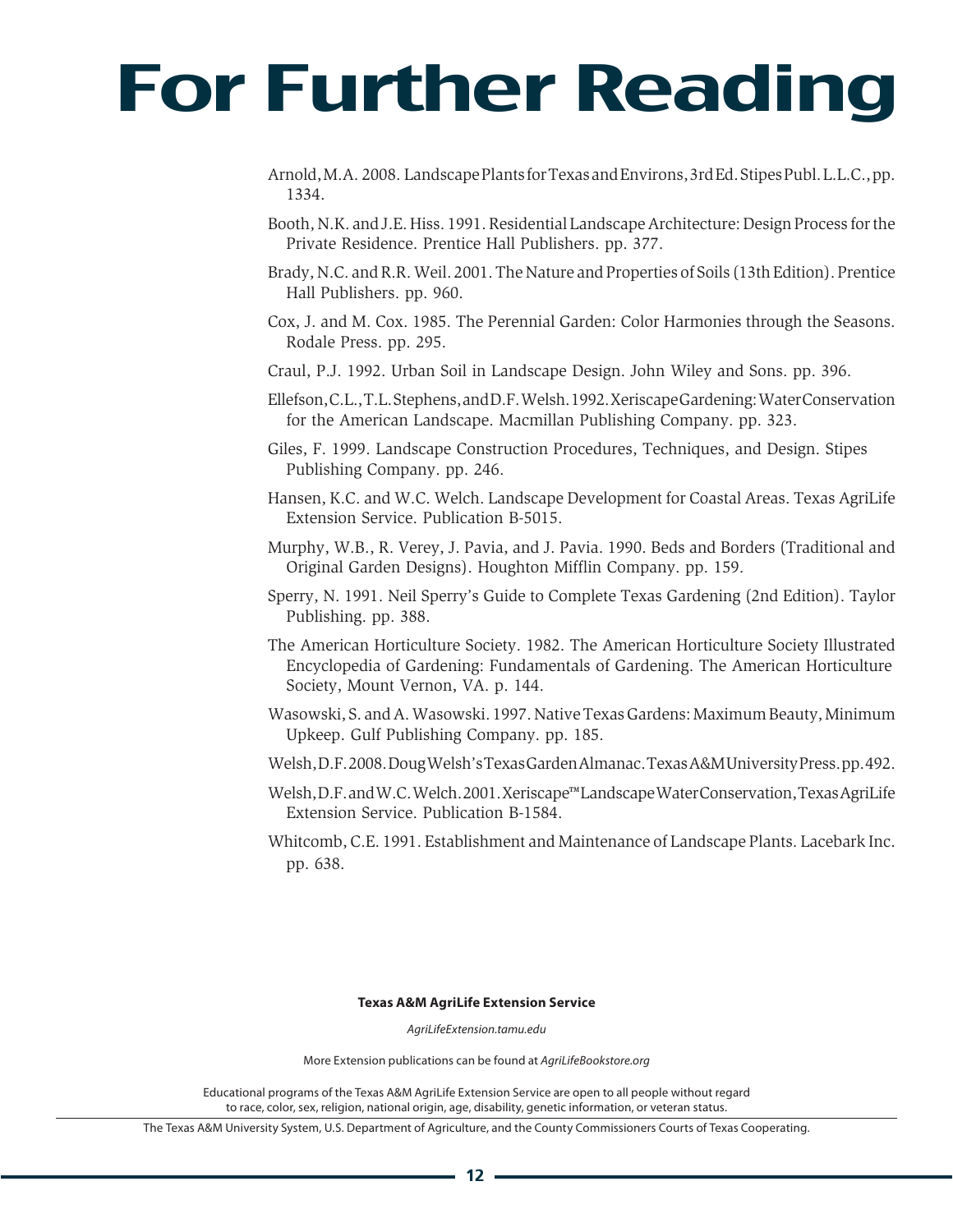# For Further Reading

Arnold, M.A. 2008. Landscape Plants for Texas and Environs, 3rd Ed. Stipes Publ. L.L.C., pp. 1334.

Booth, N.K. and J.E. Hiss. 1991. Residential Landscape Architecture: Design Process for the Private Residence. Prentice Hall Publishers. pp. 377.

Brady, N.C. and R.R. Weil. 2001. The Nature and Properties of Soils (13th Edition). Prentice Hall Publishers. pp. 960.

Cox, J. and M. Cox. 1985. The Perennial Garden: Color Harmonies through the Seasons. Rodale Press. pp. 295.

Craul, P.J. 1992. Urban Soil in Landscape Design. John Wiley and Sons. pp. 396.

Ellefson, C.L., T.L. Stephens, and D.F. Welsh. 1992. Xeriscape Gardening: Water Conservation for the American Landscape. Macmillan Publishing Company. pp. 323.

Giles, F. 1999. Landscape Construction Procedures, Techniques, and Design. Stipes Publishing Company. pp. 246.

Hansen, K.C. and W.C. Welch. Landscape Development for Coastal Areas. Texas AgriLife Extension Service. Publication B-5015.

Murphy, W.B., R. Verey, J. Pavia, and J. Pavia. 1990. Beds and Borders (Traditional and Original Garden Designs). Houghton Mifflin Company. pp. 159.

Sperry, N. 1991. Neil Sperry's Guide to Complete Texas Gardening (2nd Edition). Taylor Publishing. pp. 388.

The American Horticulture Society. 1982. The American Horticulture Society Illustrated Encyclopedia of Gardening: Fundamentals of Gardening. The American Horticulture Society, Mount Vernon, VA. p. 144.

Wasowski, S. and A. Wasowski. 1997. Native Texas Gardens: Maximum Beauty, Minimum Upkeep. Gulf Publishing Company. pp. 185.

Welsh, D.F. 2008. Doug Welsh's Texas Garden Almanac. Texas A&M University Press. pp. 492.

Welsh, D.F. and W.C. Welch. 2001. Xeriscape™ Landscape Water Conservation, Texas AgriLife Extension Service. Publication B-1584.

Whitcomb, C.E. 1991. Establishment and Maintenance of Landscape Plants. Lacebark Inc. pp. 638.

**Texas A&M AgriLife Extension Service**

*AgriLifeExtension.tamu.edu*

More Extension publications can be found at *AgriLifeBookstore.org*

Educational programs of the Texas A&M AgriLife Extension Service are open to all people without regard to race, color, sex, religion, national origin, age, disability, genetic information, or veteran status.

The Texas A&M University System, U.S. Department of Agriculture, and the County Commissioners Courts of Texas Cooperating.